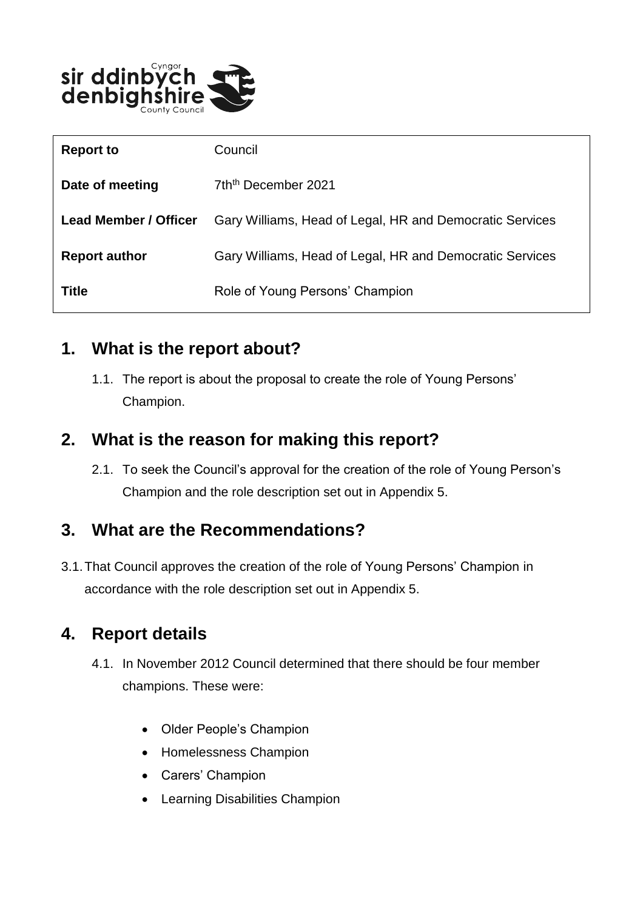| **Report to** | Council |
| --- | --- |
| **Date of meeting** | 7th December 2021 |
| **Lead Member / Officer** | Gary Williams, Head of Legal, HR and Democratic Services |
| **Report author** | Gary Williams, Head of Legal, HR and Democratic Services |
| **Title** | Role of Young Persons' Champion |

## 1. What is the report about?

1.1. The report is about the proposal to create the role of Young Persons' Champion.

## 2. What is the reason for making this report?

2.1. To seek the Council's approval for the creation of the role of Young Person's Champion and the role description set out in Appendix 5.

## 3. What are the Recommendations?

3.1. That Council approves the creation of the role of Young Persons' Champion in accordance with the role description set out in Appendix 5.

## 4. Report details

4.1. In November 2012 Council determined that there should be four member champions. These were:

- Older People's Champion
- Homelessness Champion
- Carers' Champion
- Learning Disabilities Champion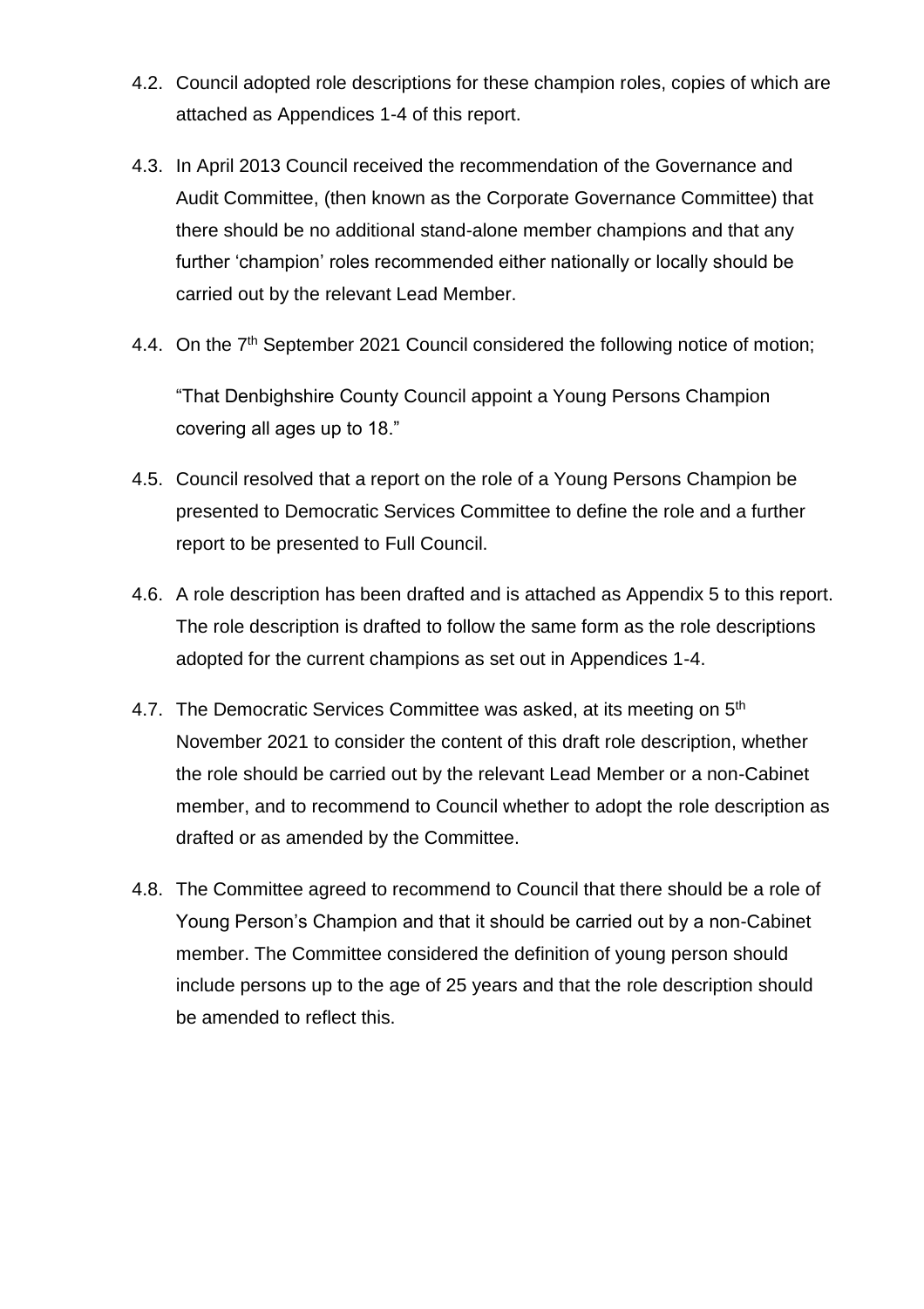4.2. Council adopted role descriptions for these champion roles, copies of which are attached as Appendices 1-4 of this report.

4.3. In April 2013 Council received the recommendation of the Governance and Audit Committee, (then known as the Corporate Governance Committee) that there should be no additional stand-alone member champions and that any further 'champion' roles recommended either nationally or locally should be carried out by the relevant Lead Member.

4.4. On the 7th September 2021 Council considered the following notice of motion;

"That Denbighshire County Council appoint a Young Persons Champion covering all ages up to 18."

4.5. Council resolved that a report on the role of a Young Persons Champion be presented to Democratic Services Committee to define the role and a further report to be presented to Full Council.

4.6. A role description has been drafted and is attached as Appendix 5 to this report. The role description is drafted to follow the same form as the role descriptions adopted for the current champions as set out in Appendices 1-4.

4.7. The Democratic Services Committee was asked, at its meeting on 5th November 2021 to consider the content of this draft role description, whether the role should be carried out by the relevant Lead Member or a non-Cabinet member, and to recommend to Council whether to adopt the role description as drafted or as amended by the Committee.

4.8. The Committee agreed to recommend to Council that there should be a role of Young Person's Champion and that it should be carried out by a non-Cabinet member. The Committee considered the definition of young person should include persons up to the age of 25 years and that the role description should be amended to reflect this.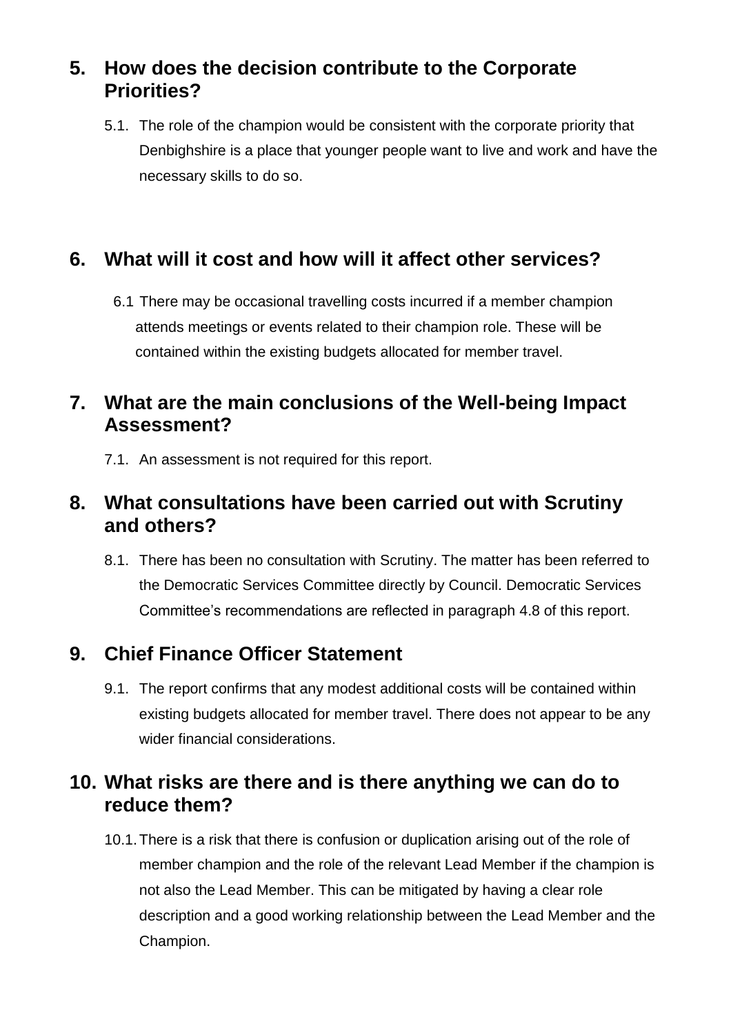## 5. How does the decision contribute to the Corporate Priorities?

5.1. The role of the champion would be consistent with the corporate priority that Denbighshire is a place that younger people want to live and work and have the necessary skills to do so.

## 6. What will it cost and how will it affect other services?

6.1 There may be occasional travelling costs incurred if a member champion attends meetings or events related to their champion role. These will be contained within the existing budgets allocated for member travel.

## 7. What are the main conclusions of the Well-being Impact Assessment?

7.1. An assessment is not required for this report.

## 8. What consultations have been carried out with Scrutiny and others?

8.1. There has been no consultation with Scrutiny. The matter has been referred to the Democratic Services Committee directly by Council. Democratic Services Committee's recommendations are reflected in paragraph 4.8 of this report.

## 9. Chief Finance Officer Statement

9.1. The report confirms that any modest additional costs will be contained within existing budgets allocated for member travel. There does not appear to be any wider financial considerations.

## 10. What risks are there and is there anything we can do to reduce them?

10.1. There is a risk that there is confusion or duplication arising out of the role of member champion and the role of the relevant Lead Member if the champion is not also the Lead Member. This can be mitigated by having a clear role description and a good working relationship between the Lead Member and the Champion.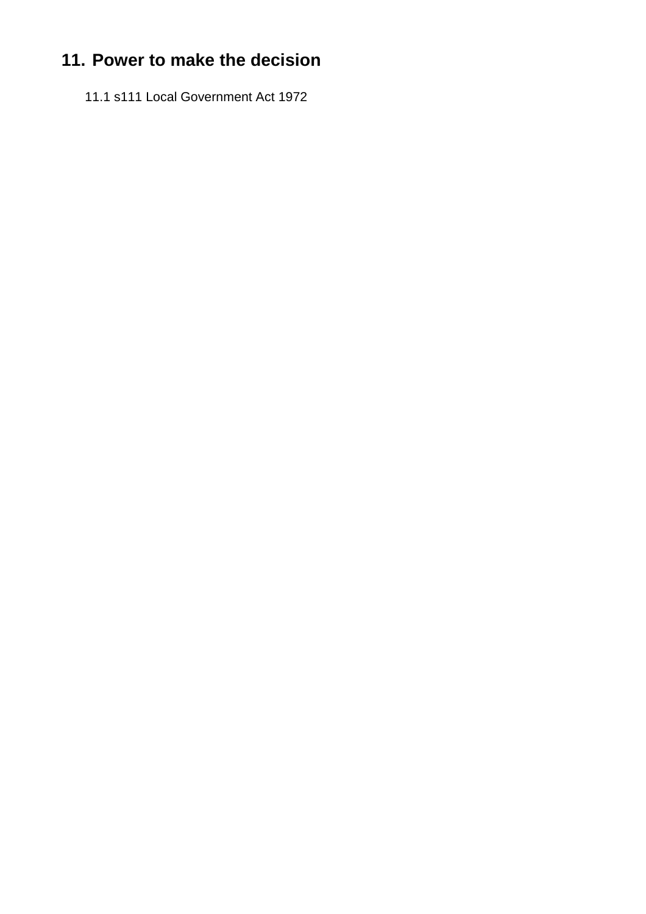## 11. Power to make the decision

11.1 s111 Local Government Act 1972